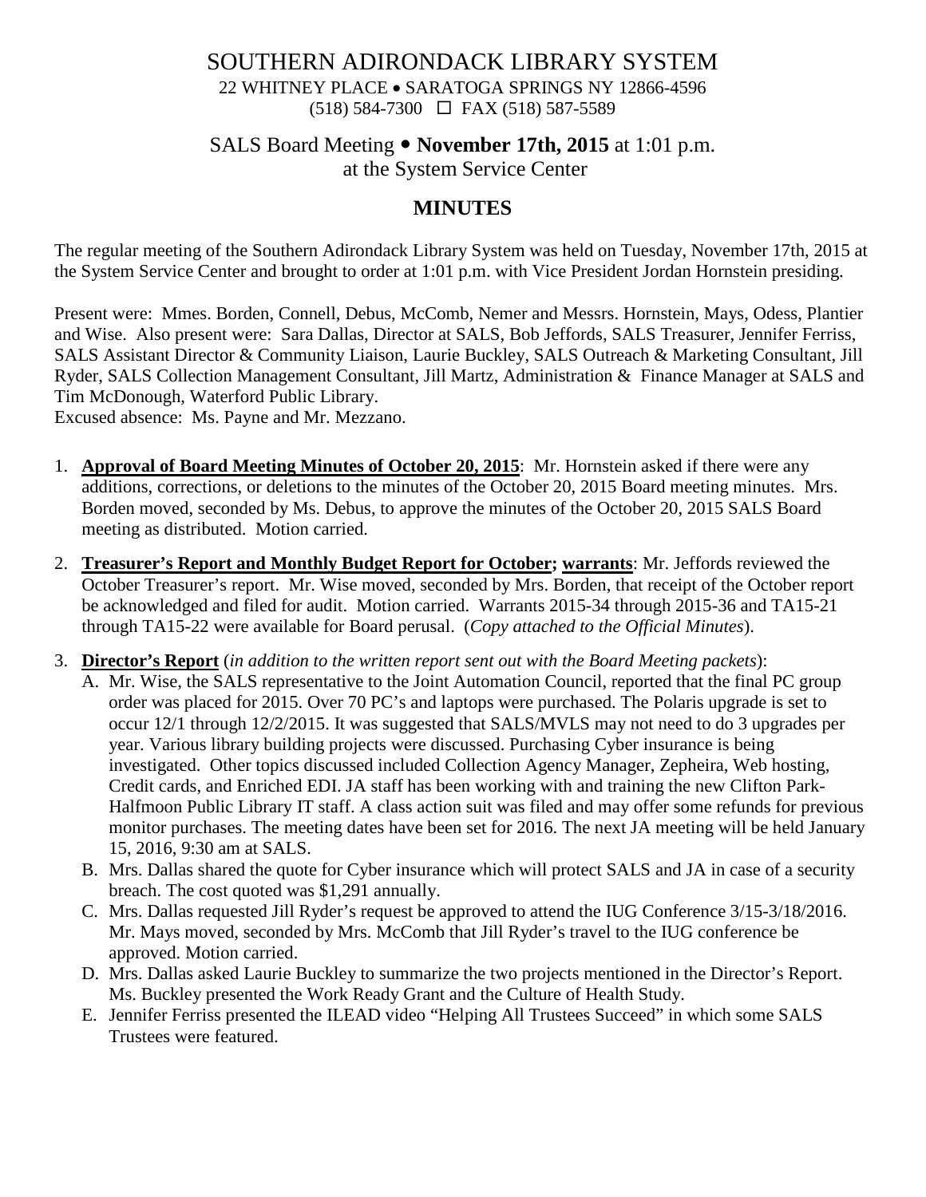# SOUTHERN ADIRONDACK LIBRARY SYSTEM

22 WHITNEY PLACE • SARATOGA SPRINGS NY 12866-4596
(518) 584-7300 ☐ FAX (518) 587-5589

## SALS Board Meeting • **November 17th, 2015** at 1:01 p.m.
at the System Service Center

## MINUTES

The regular meeting of the Southern Adirondack Library System was held on Tuesday, November 17th, 2015 at the System Service Center and brought to order at 1:01 p.m. with Vice President Jordan Hornstein presiding.

Present were: Mmes. Borden, Connell, Debus, McComb, Nemer and Messrs. Hornstein, Mays, Odess, Plantier and Wise. Also present were: Sara Dallas, Director at SALS, Bob Jeffords, SALS Treasurer, Jennifer Ferriss, SALS Assistant Director & Community Liaison, Laurie Buckley, SALS Outreach & Marketing Consultant, Jill Ryder, SALS Collection Management Consultant, Jill Martz, Administration & Finance Manager at SALS and Tim McDonough, Waterford Public Library.
Excused absence: Ms. Payne and Mr. Mezzano.

1. **Approval of Board Meeting Minutes of October 20, 2015**: Mr. Hornstein asked if there were any additions, corrections, or deletions to the minutes of the October 20, 2015 Board meeting minutes. Mrs. Borden moved, seconded by Ms. Debus, to approve the minutes of the October 20, 2015 SALS Board meeting as distributed. Motion carried.

2. **Treasurer's Report and Monthly Budget Report for October; warrants**: Mr. Jeffords reviewed the October Treasurer's report. Mr. Wise moved, seconded by Mrs. Borden, that receipt of the October report be acknowledged and filed for audit. Motion carried. Warrants 2015-34 through 2015-36 and TA15-21 through TA15-22 were available for Board perusal. (*Copy attached to the Official Minutes*).

3. **Director's Report** (*in addition to the written report sent out with the Board Meeting packets*):
   A. Mr. Wise, the SALS representative to the Joint Automation Council, reported that the final PC group order was placed for 2015. Over 70 PC's and laptops were purchased. The Polaris upgrade is set to occur 12/1 through 12/2/2015. It was suggested that SALS/MVLS may not need to do 3 upgrades per year. Various library building projects were discussed. Purchasing Cyber insurance is being investigated. Other topics discussed included Collection Agency Manager, Zepheira, Web hosting, Credit cards, and Enriched EDI. JA staff has been working with and training the new Clifton Park-Halfmoon Public Library IT staff. A class action suit was filed and may offer some refunds for previous monitor purchases. The meeting dates have been set for 2016. The next JA meeting will be held January 15, 2016, 9:30 am at SALS.
   B. Mrs. Dallas shared the quote for Cyber insurance which will protect SALS and JA in case of a security breach. The cost quoted was $1,291 annually.
   C. Mrs. Dallas requested Jill Ryder's request be approved to attend the IUG Conference 3/15-3/18/2016. Mr. Mays moved, seconded by Mrs. McComb that Jill Ryder's travel to the IUG conference be approved. Motion carried.
   D. Mrs. Dallas asked Laurie Buckley to summarize the two projects mentioned in the Director's Report. Ms. Buckley presented the Work Ready Grant and the Culture of Health Study.
   E. Jennifer Ferriss presented the ILEAD video "Helping All Trustees Succeed" in which some SALS Trustees were featured.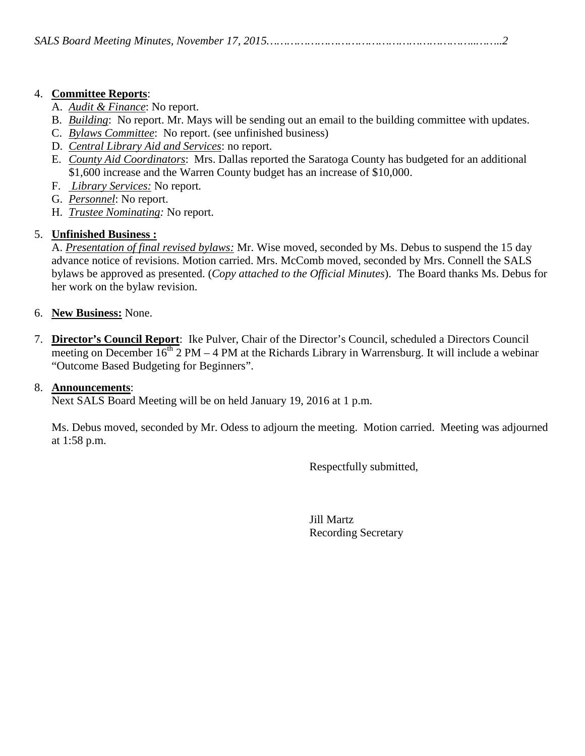4. **Committee Reports**:
   A. *Audit & Finance*: No report.
   B. *Building*: No report. Mr. Mays will be sending out an email to the building committee with updates.
   C. *Bylaws Committee*: No report. (see unfinished business)
   D. *Central Library Aid and Services*: no report.
   E. *County Aid Coordinators*: Mrs. Dallas reported the Saratoga County has budgeted for an additional $1,600 increase and the Warren County budget has an increase of $10,000.
   F. *Library Services:* No report.
   G. *Personnel*: No report.
   H. *Trustee Nominating:* No report.

5. **Unfinished Business :**
   A. *Presentation of final revised bylaws:* Mr. Wise moved, seconded by Ms. Debus to suspend the 15 day advance notice of revisions. Motion carried. Mrs. McComb moved, seconded by Mrs. Connell the SALS bylaws be approved as presented. (*Copy attached to the Official Minutes*). The Board thanks Ms. Debus for her work on the bylaw revision.

6. **New Business:** None.

7. **Director's Council Report**: Ike Pulver, Chair of the Director's Council, scheduled a Directors Council meeting on December 16th 2 PM – 4 PM at the Richards Library in Warrensburg. It will include a webinar "Outcome Based Budgeting for Beginners".

8. **Announcements**:
   Next SALS Board Meeting will be on held January 19, 2016 at 1 p.m.

   Ms. Debus moved, seconded by Mr. Odess to adjourn the meeting. Motion carried. Meeting was adjourned at 1:58 p.m.

Respectfully submitted,

Jill Martz
Recording Secretary